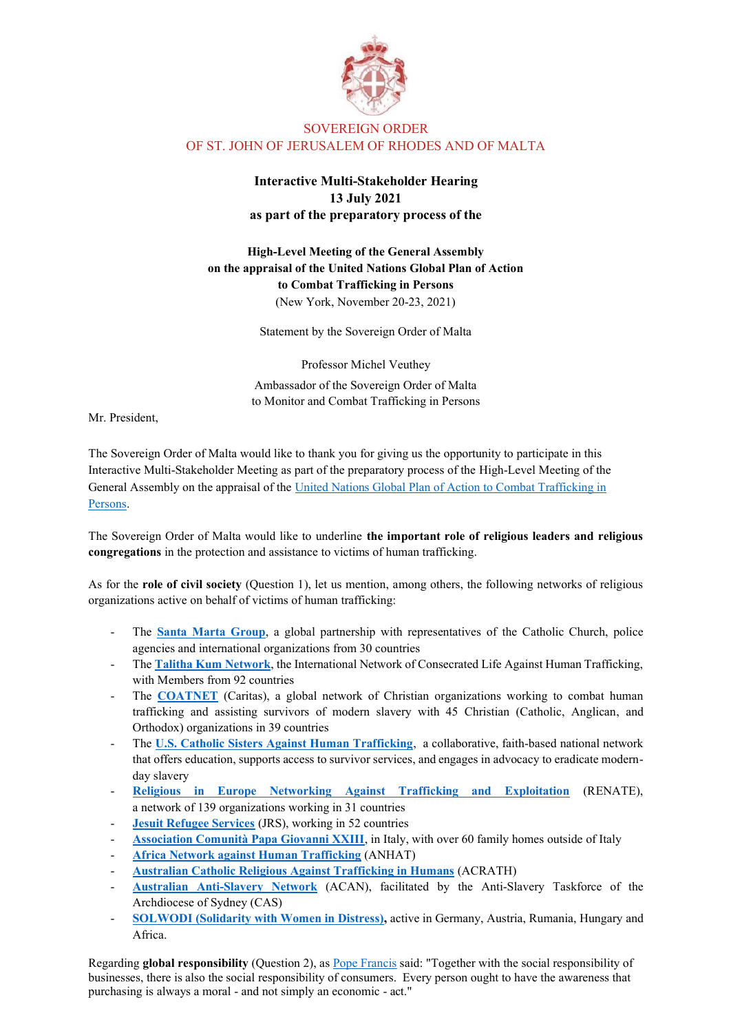SOVEREIGN ORDER
OF ST. JOHN OF JERUSALEM OF RHODES AND OF MALTA

**Interactive Multi-Stakeholder Hearing**
**13 July 2021**
**as part of the preparatory process of the**

**High-Level Meeting of the General Assembly**
**on the appraisal of the United Nations Global Plan of Action**
**to Combat Trafficking in Persons**
(New York, November 20-23, 2021)

Statement by the Sovereign Order of Malta

Professor Michel Veuthey

Ambassador of the Sovereign Order of Malta
to Monitor and Combat Trafficking in Persons

Mr. President,

The Sovereign Order of Malta would like to thank you for giving us the opportunity to participate in this Interactive Multi-Stakeholder Meeting as part of the preparatory process of the High-Level Meeting of the General Assembly on the appraisal of the United Nations Global Plan of Action to Combat Trafficking in Persons.

The Sovereign Order of Malta would like to underline **the important role of religious leaders and religious congregations** in the protection and assistance to victims of human trafficking.

As for the **role of civil society** (Question 1), let us mention, among others, the following networks of religious organizations active on behalf of victims of human trafficking:

- The **Santa Marta Group**, a global partnership with representatives of the Catholic Church, police agencies and international organizations from 30 countries
- The **Talitha Kum Network**, the International Network of Consecrated Life Against Human Trafficking, with Members from 92 countries
- The **COATNET** (Caritas), a global network of Christian organizations working to combat human trafficking and assisting survivors of modern slavery with 45 Christian (Catholic, Anglican, and Orthodox) organizations in 39 countries
- The **U.S. Catholic Sisters Against Human Trafficking**, a collaborative, faith-based national network that offers education, supports access to survivor services, and engages in advocacy to eradicate modern-day slavery
- **Religious in Europe Networking Against Trafficking and Exploitation** (RENATE), a network of 139 organizations working in 31 countries
- **Jesuit Refugee Services** (JRS), working in 52 countries
- **Association Comunità Papa Giovanni XXIII**, in Italy, with over 60 family homes outside of Italy
- **Africa Network against Human Trafficking** (ANHAT)
- **Australian Catholic Religious Against Trafficking in Humans** (ACRATH)
- **Australian Anti-Slavery Network** (ACAN), facilitated by the Anti-Slavery Taskforce of the Archdiocese of Sydney (CAS)
- **SOLWODI (Solidarity with Women in Distress),** active in Germany, Austria, Rumania, Hungary and Africa.

Regarding **global responsibility** (Question 2), as Pope Francis said: "Together with the social responsibility of businesses, there is also the social responsibility of consumers. Every person ought to have the awareness that purchasing is always a moral - and not simply an economic - act."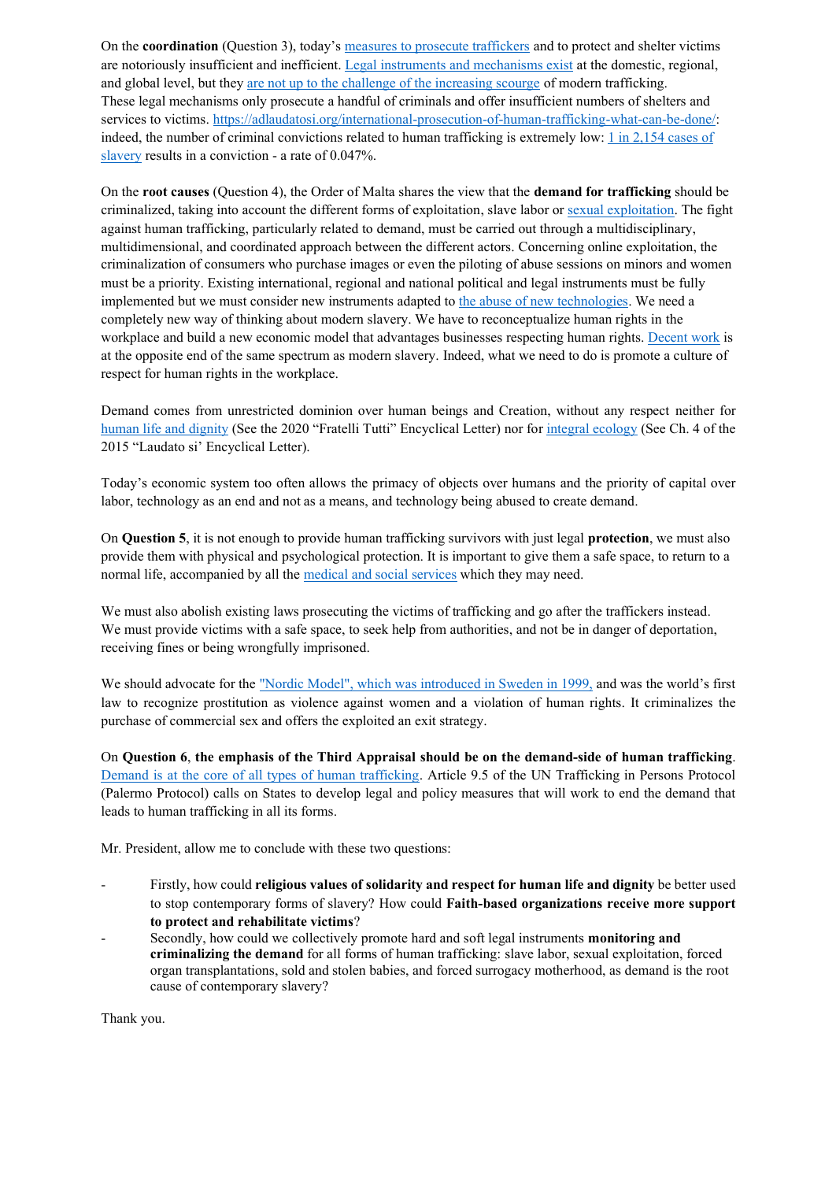On the **coordination** (Question 3), today's measures to prosecute traffickers and to protect and shelter victims are notoriously insufficient and inefficient. Legal instruments and mechanisms exist at the domestic, regional, and global level, but they are not up to the challenge of the increasing scourge of modern trafficking. These legal mechanisms only prosecute a handful of criminals and offer insufficient numbers of shelters and services to victims. https://adlaudatosi.org/international-prosecution-of-human-trafficking-what-can-be-done/: indeed, the number of criminal convictions related to human trafficking is extremely low: 1 in 2,154 cases of slavery results in a conviction - a rate of 0.047%.

On the **root causes** (Question 4), the Order of Malta shares the view that the **demand for trafficking** should be criminalized, taking into account the different forms of exploitation, slave labor or sexual exploitation. The fight against human trafficking, particularly related to demand, must be carried out through a multidisciplinary, multidimensional, and coordinated approach between the different actors. Concerning online exploitation, the criminalization of consumers who purchase images or even the piloting of abuse sessions on minors and women must be a priority. Existing international, regional and national political and legal instruments must be fully implemented but we must consider new instruments adapted to the abuse of new technologies. We need a completely new way of thinking about modern slavery. We have to reconceptualize human rights in the workplace and build a new economic model that advantages businesses respecting human rights. Decent work is at the opposite end of the same spectrum as modern slavery. Indeed, what we need to do is promote a culture of respect for human rights in the workplace.

Demand comes from unrestricted dominion over human beings and Creation, without any respect neither for human life and dignity (See the 2020 "Fratelli Tutti" Encyclical Letter) nor for integral ecology (See Ch. 4 of the 2015 "Laudato si' Encyclical Letter).

Today's economic system too often allows the primacy of objects over humans and the priority of capital over labor, technology as an end and not as a means, and technology being abused to create demand.

On **Question 5**, it is not enough to provide human trafficking survivors with just legal **protection**, we must also provide them with physical and psychological protection. It is important to give them a safe space, to return to a normal life, accompanied by all the medical and social services which they may need.

We must also abolish existing laws prosecuting the victims of trafficking and go after the traffickers instead. We must provide victims with a safe space, to seek help from authorities, and not be in danger of deportation, receiving fines or being wrongfully imprisoned.

We should advocate for the "Nordic Model", which was introduced in Sweden in 1999, and was the world's first law to recognize prostitution as violence against women and a violation of human rights. It criminalizes the purchase of commercial sex and offers the exploited an exit strategy.

On **Question 6**, **the emphasis of the Third Appraisal should be on the demand-side of human trafficking**. Demand is at the core of all types of human trafficking. Article 9.5 of the UN Trafficking in Persons Protocol (Palermo Protocol) calls on States to develop legal and policy measures that will work to end the demand that leads to human trafficking in all its forms.

Mr. President, allow me to conclude with these two questions:

- Firstly, how could **religious values of solidarity and respect for human life and dignity** be better used to stop contemporary forms of slavery? How could **Faith-based organizations receive more support to protect and rehabilitate victims**?
- Secondly, how could we collectively promote hard and soft legal instruments **monitoring and criminalizing the demand** for all forms of human trafficking: slave labor, sexual exploitation, forced organ transplantations, sold and stolen babies, and forced surrogacy motherhood, as demand is the root cause of contemporary slavery?

Thank you.